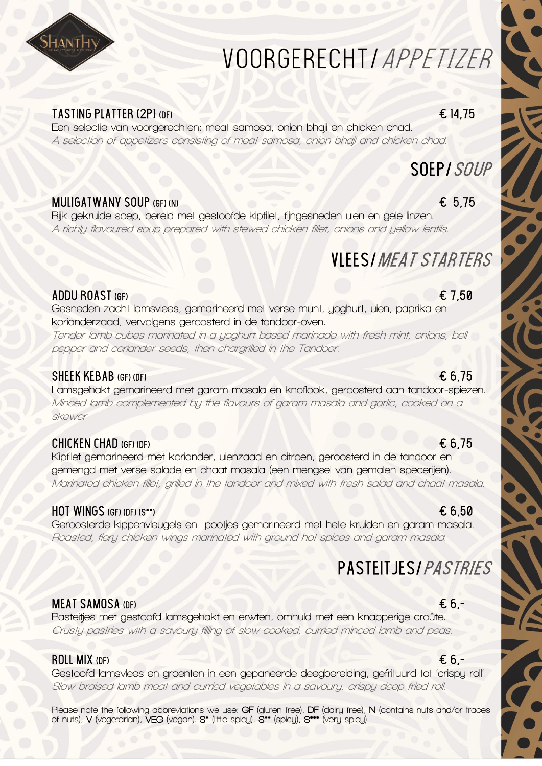SHANTHY

# VOORGERECHT / *APPETIZER*

### TASTING PLATTER (2P) (DF) — € 14,75

Een selectie van voorgerechten: meat samosa, onion bhaji en chicken chad.
*A selection of appetizers consisting of meat samosa, onion bhaji and chicken chad.*

## SOEP / *SOUP*

### MULIGATWANY SOUP (GF) (N) — € 5,75

Rijk gekruide soep, bereid met gestoofde kipfilet, fijngesneden uien en gele linzen.
*A richly flavoured soup prepared with stewed chicken fillet, onions and yellow lentils.*

## VLEES / *MEAT STARTERS*

### ADDU ROAST (GF) — € 7,50

Gesneden zacht lamsvlees, gemarineerd met verse munt, yoghurt, uien, paprika en korianderzaad, vervolgens geroosterd in de tandoor-oven.
*Tender lamb cubes marinated in a yoghurt-based marinade with fresh mint, onions, bell pepper and coriander seeds, then chargrilled in the Tandoor.*

### SHEEK KEBAB (GF) (DF) — € 6,75

Lamsgehakt gemarineerd met garam masala en knoflook, geroosterd aan tandoor-spiezen.
*Minced lamb complemented by the flavours of garam masala and garlic, cooked on a skewer*

### CHICKEN CHAD (GF) (DF) — € 6,75

Kipfilet gemarineerd met koriander, uienzaad en citroen, geroosterd in de tandoor en gemengd met verse salade en chaat masala (een mengsel van gemalen specerijen).
*Marinated chicken fillet, grilled in the tandoor and mixed with fresh salad and chaat masala.*

### HOT WINGS (GF) (DF) (S**) — € 6,50

Geroosterde kippenvleugels en -pootjes gemarineerd met hete kruiden en garam masala.
*Roasted, fiery chicken wings marinated with ground hot spices and garam masala.*

## PASTEITJES / *PASTRIES*

### MEAT SAMOSA (DF) — € 6,-

Pasteitjes met gestoofd lamsgehakt en erwten, omhuld met een knapperige croûte.
*Crusty pastries with a savoury filling of slow-cooked, curried minced lamb and peas.*

### ROLL MIX (DF) — € 6,-

Gestoofd lamsvlees en groenten in een gepaneerde deegbereiding, gefrituurd tot 'crispy roll'.
*Slow-braised lamb meat and curried vegetables in a savoury, crispy deep-fried roll.*

Please note the following abbreviations we use: **GF** (gluten free), **DF** (dairy free), **N** (contains nuts and/or traces of nuts), **V** (vegetarian), **VEG** (vegan). **S*** (little spicy), **S**** (spicy), **S***** (very spicy).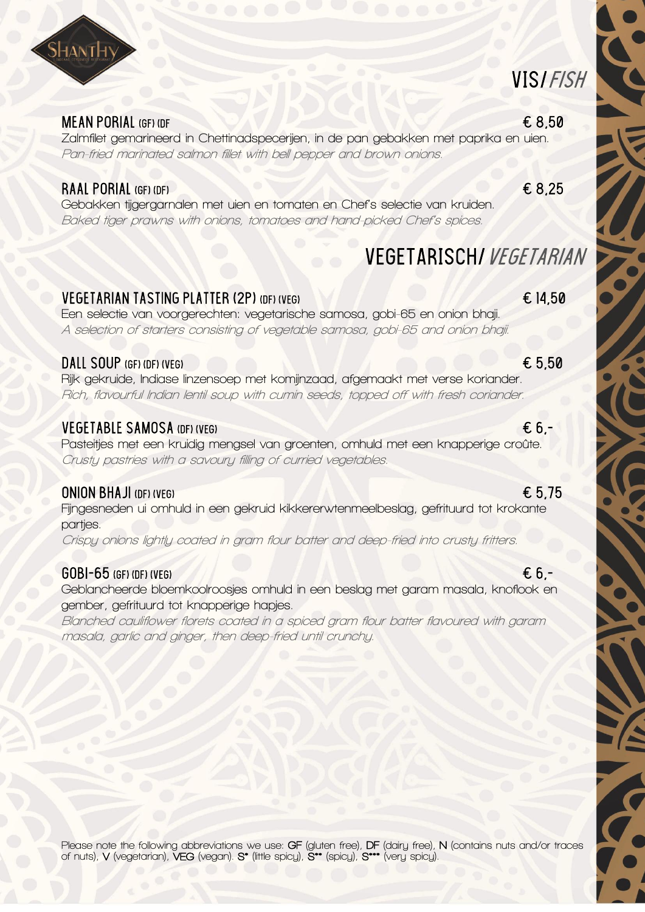## VIS/ *FISH*

### MEAN PORIAL (GF) (DF — € 8,50

Zalmfilet gemarineerd in Chettinadspecerijen, in de pan gebakken met paprika en uien.
*Pan-fried marinated salmon fillet with bell pepper and brown onions.*

### RAAL PORIAL (GF) (DF) — € 8,25

Gebakken tijgergarnalen met uien en tomaten en Chef's selectie van kruiden.
*Baked tiger prawns with onions, tomatoes and hand-picked Chef's spices.*

## VEGETARISCH/ *VEGETARIAN*

### VEGETARIAN TASTING PLATTER (2P) (DF) (VEG) — € 14,50

Een selectie van voorgerechten: vegetarische samosa, gobi-65 en onion bhaji.
*A selection of starters consisting of vegetable samosa, gobi-65 and onion bhaji.*

### DALL SOUP (GF) (DF) (VEG) — € 5,50

Rijk gekruide, Indiase linzensoep met komijnzaad, afgemaakt met verse koriander.
*Rich, flavourful Indian lentil soup with cumin seeds, topped off with fresh coriander.*

### VEGETABLE SAMOSA (DF) (VEG) — € 6,-

Pasteitjes met een kruidig mengsel van groenten, omhuld met een knapperige croûte.
*Crusty pastries with a savoury filling of curried vegetables.*

### ONION BHAJI (DF) (VEG) — € 5,75

Fijngesneden ui omhuld in een gekruid kikkererwtenmeelbeslag, gefrituurd tot krokante partjes.
*Crispy onions lightly coated in gram flour batter and deep-fried into crusty fritters.*

### GOBI-65 (GF) (DF) (VEG) — € 6,-

Geblancheerde bloemkoolroosjes omhuld in een beslag met garam masala, knoflook en gember, gefrituurd tot knapperige hapjes.
*Blanched cauliflower florets coated in a spiced gram flour batter flavoured with garam masala, garlic and ginger, then deep-fried until crunchy.*

Please note the following abbreviations we use: **GF** (gluten free), **DF** (dairy free), **N** (contains nuts and/or traces of nuts), **V** (vegetarian), **VEG** (vegan). **S•** (little spicy), **S••** (spicy), **S•••** (very spicy).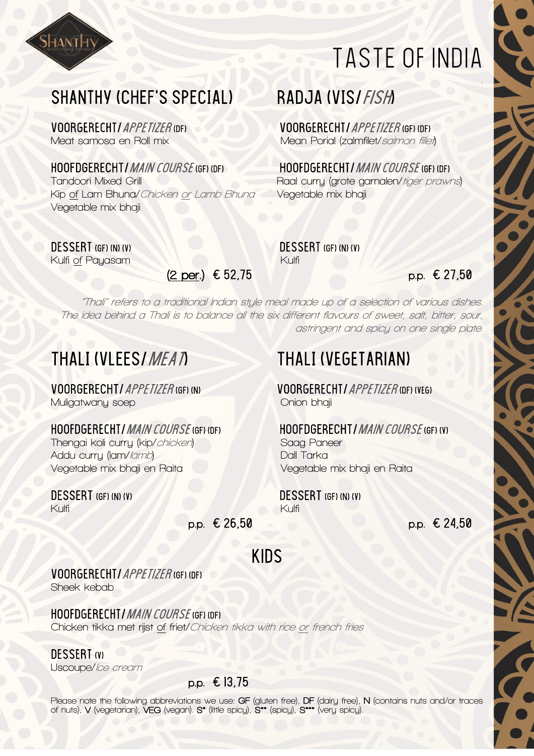SHANTHY

# TASTE OF INDIA

## SHANTHY (CHEF'S SPECIAL)

**VOORGERECHT/*APPETIZER*** (DF)
Meat samosa en Roll mix

**HOOFDGERECHT/*MAIN COURSE*** (GF) (DF)
Tandoori Mixed Grill
Kip of Lam Bhuna/*Chicken or Lamb Bhuna*
Vegetable mix bhaji

**DESSERT** (GF) (N) (V)
Kulfi of Payasam

(2 per.) € 52,75

## RADJA (VIS/*FISH*)

**VOORGERECHT/*APPETIZER*** (GF) (DF)
Mean Porial (zalmfilet/*salmon fillet*)

**HOOFDGERECHT/*MAIN COURSE*** (GF) (DF)
Raal curry (grote garnalen/*tiger prawns*)
Vegetable mix bhaji

**DESSERT** (GF) (N) (V)
Kulfi

p.p. € 27,50

*"Thali" refers to a traditional Indian style meal made up of a selection of various dishes. The idea behind a Thali is to balance all the six different flavours of sweet, salt, bitter, sour, astringent and spicy on one single plate.*

## THALI (VLEES/*MEAT*)

**VOORGERECHT/*APPETIZER*** (GF) (N)
Muligatwany soep

**HOOFDGERECHT/*MAIN COURSE*** (GF) (DF)
Thengai koli curry (kip/*chicken*)
Addu curry (lam/*lamb*)
Vegetable mix bhaji en Raita

**DESSERT** (GF) (N) (V)
Kulfi

p.p. € 26,50

## THALI (VEGETARIAN)

**VOORGERECHT/*APPETIZER*** (DF) (VEG)
Onion bhaji

**HOOFDGERECHT/*MAIN COURSE*** (GF) (V)
Saag Paneer
Dall Tarka
Vegetable mix bhaji en Raita

**DESSERT** (GF) (N) (V)
Kulfi

p.p. € 24,50

## KIDS

**VOORGERECHT/*APPETIZER*** (GF) (DF)
Sheek kebab

**HOOFDGERECHT/*MAIN COURSE*** (GF) (DF)
Chicken tikka met rijst of friet/*Chicken tikka with rice or french fries*

**DESSERT** (V)
IJscoupe/*Ice cream*

p.p. € 13,75

Please note the following abbreviations we use: **GF** (gluten free), **DF** (dairy free), **N** (contains nuts and/or traces of nuts), **V** (vegetarian), **VEG** (vegan). **S*** (little spicy), **S**** (spicy), **S***** (very spicy).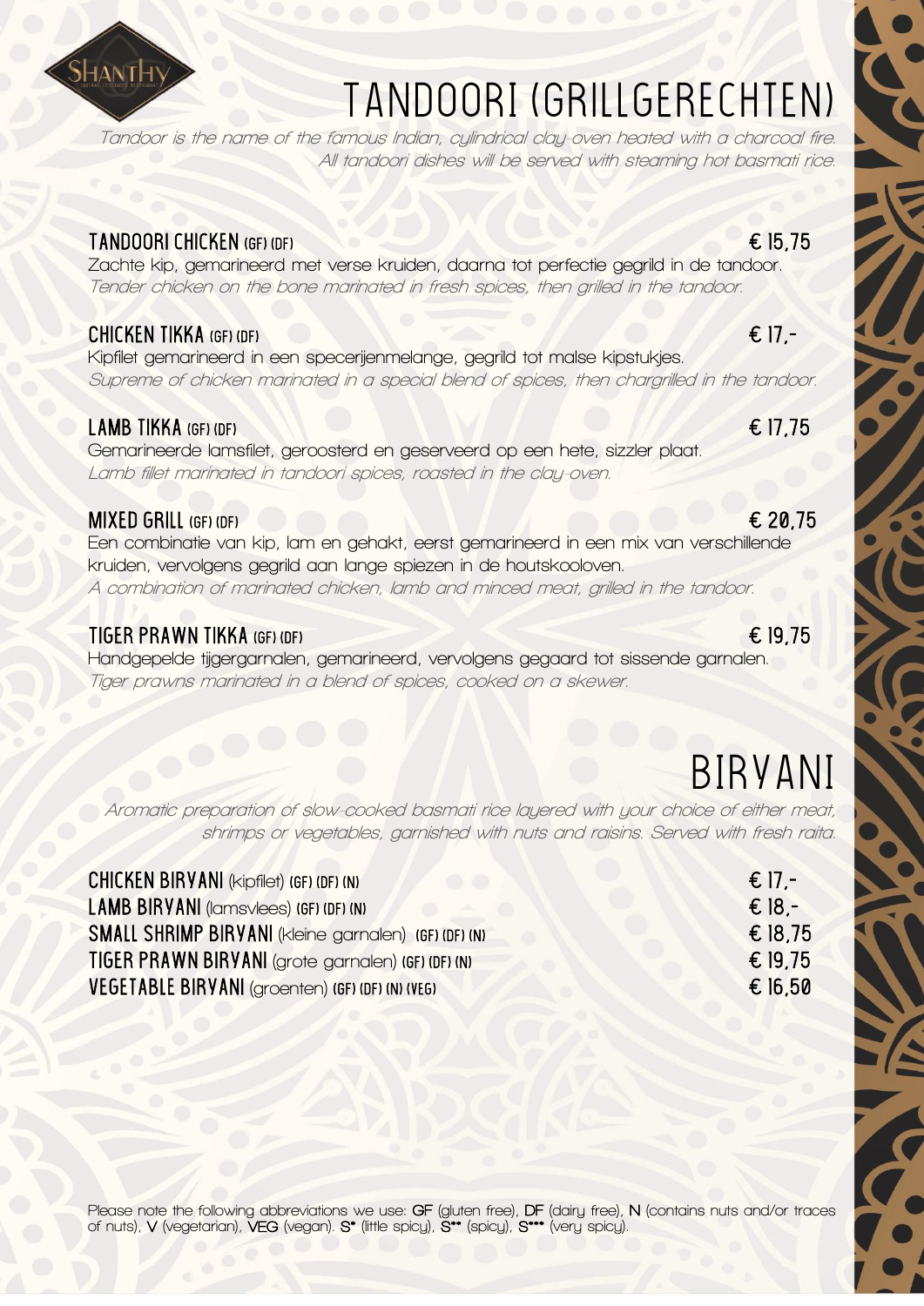# TANDOORI (GRILLGERECHTEN)

*Tandoor is the name of the famous Indian, cylindrical clay-oven heated with a charcoal fire. All tandoori dishes will be served with steaming hot basmati rice.*

**TANDOORI CHICKEN (GF) (DF)** € 15,75
Zachte kip, gemarineerd met verse kruiden, daarna tot perfectie gegrild in de tandoor.
*Tender chicken on the bone marinated in fresh spices, then grilled in the tandoor.*

**CHICKEN TIKKA (GF) (DF)** € 17,-
Kipfilet gemarineerd in een specerijenmelange, gegrild tot malse kipstukjes.
*Supreme of chicken marinated in a special blend of spices, then chargrilled in the tandoor.*

**LAMB TIKKA (GF) (DF)** € 17,75
Gemarineerde lamsfilet, geroosterd en geserveerd op een hete, sizzler plaat.
*Lamb fillet marinated in tandoori spices, roasted in the clay-oven.*

**MIXED GRILL (GF) (DF)** € 20,75
Een combinatie van kip, lam en gehakt, eerst gemarineerd in een mix van verschillende kruiden, vervolgens gegrild aan lange spiezen in de houtskooloven.
*A combination of marinated chicken, lamb and minced meat, grilled in the tandoor.*

**TIGER PRAWN TIKKA (GF) (DF)** € 19,75
Handgepelde tijgergarnalen, gemarineerd, vervolgens gegaard tot sissende garnalen.
*Tiger prawns marinated in a blend of spices, cooked on a skewer.*

# BIRYANI

*Aromatic preparation of slow-cooked basmati rice layered with your choice of either meat, shrimps or vegetables, garnished with nuts and raisins. Served with fresh raita.*

**CHICKEN BIRYANI** (kipfilet) **(GF) (DF) (N)** € 17,-
**LAMB BIRYANI** (lamsvlees) **(GF) (DF) (N)** € 18,-
**SMALL SHRIMP BIRYANI** (kleine garnalen) **(GF) (DF) (N)** € 18,75
**TIGER PRAWN BIRYANI** (grote garnalen) **(GF) (DF) (N)** € 19,75
**VEGETABLE BIRYANI** (groenten) **(GF) (DF) (N) (VEG)** € 16,50

Please note the following abbreviations we use: **GF** (gluten free), **DF** (dairy free), **N** (contains nuts and/or traces of nuts), **V** (vegetarian), **VEG** (vegan). **S*** (little spicy), **S**** (spicy), **S***** (very spicy).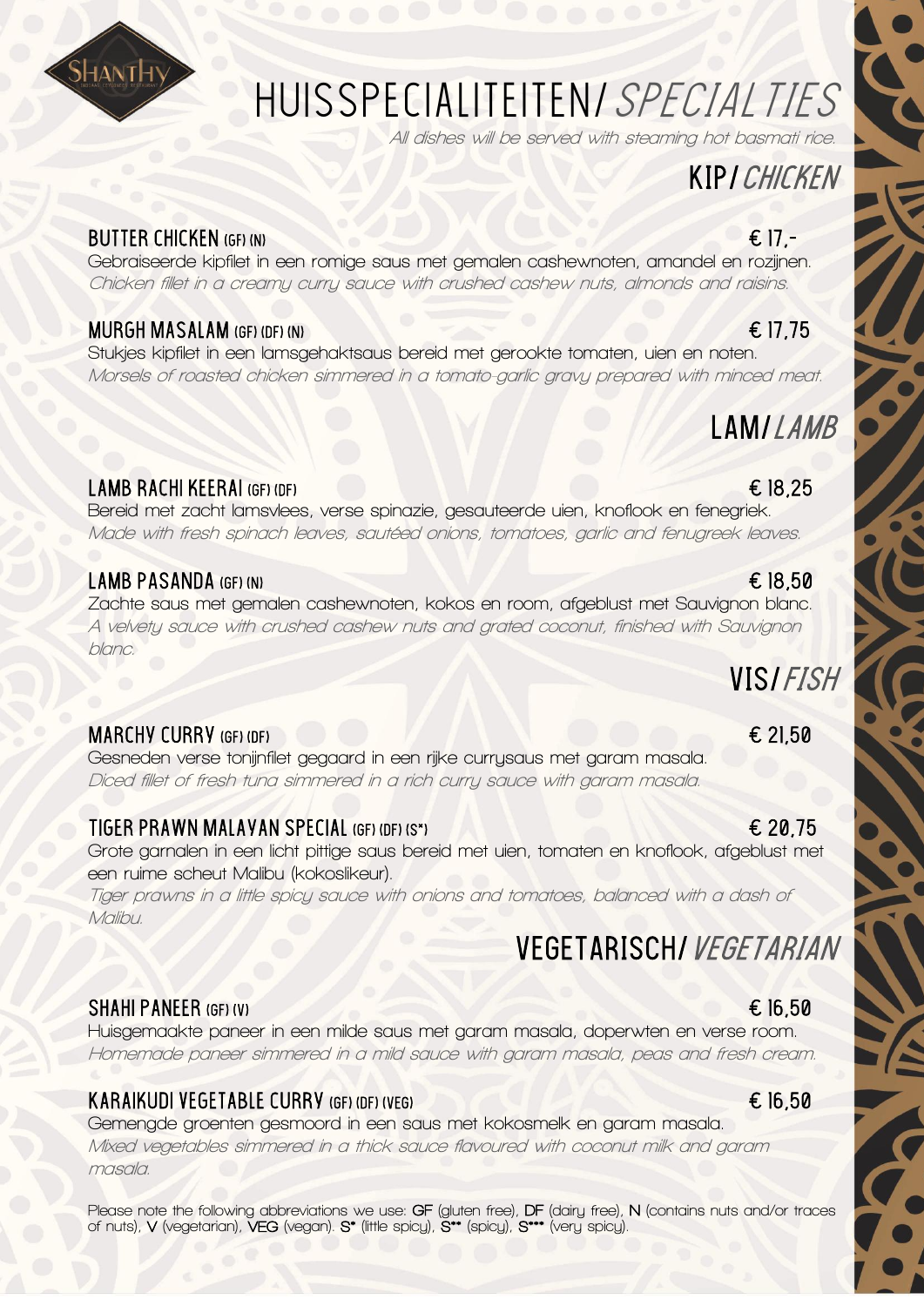# HUISSPECIALITEITEN/ *SPECIALTIES*

*All dishes will be served with steaming hot basmati rice.*

## KIP/ *CHICKEN*

### BUTTER CHICKEN (GF) (N) — € 17,-

Gebraiseerde kipfilet in een romige saus met gemalen cashewnoten, amandel en rozijnen.
*Chicken fillet in a creamy curry sauce with crushed cashew nuts, almonds and raisins.*

### MURGH MASALAM (GF) (DF) (N) — € 17,75

Stukjes kipfilet in een lamsgehaktsaus bereid met gerookte tomaten, uien en noten.
*Morsels of roasted chicken simmered in a tomato-garlic gravy prepared with minced meat.*

## LAM/ *LAMB*

### LAMB RACHI KEERAI (GF) (DF) — € 18,25

Bereid met zacht lamsvlees, verse spinazie, gesauteerde uien, knoflook en fenegriek.
*Made with fresh spinach leaves, sautéed onions, tomatoes, garlic and fenugreek leaves.*

### LAMB PASANDA (GF) (N) — € 18,50

Zachte saus met gemalen cashewnoten, kokos en room, afgeblust met Sauvignon blanc.
*A velvety sauce with crushed cashew nuts and grated coconut, finished with Sauvignon blanc.*

## VIS/ *FISH*

### MARCHY CURRY (GF) (DF) — € 21,50

Gesneden verse tonijnfilet gegaard in een rijke currysaus met garam masala.
*Diced fillet of fresh tuna simmered in a rich curry sauce with garam masala.*

### TIGER PRAWN MALAYAN SPECIAL (GF) (DF) (S*) — € 20,75

Grote garnalen in een licht pittige saus bereid met uien, tomaten en knoflook, afgeblust met een ruime scheut Malibu (kokoslikeur).
*Tiger prawns in a little spicy sauce with onions and tomatoes, balanced with a dash of Malibu.*

## VEGETARISCH/ *VEGETARIAN*

### SHAHI PANEER (GF) (V) — € 16,50

Huisgemaakte paneer in een milde saus met garam masala, doperwten en verse room.
*Homemade paneer simmered in a mild sauce with garam masala, peas and fresh cream.*

### KARAIKUDI VEGETABLE CURRY (GF) (DF) (VEG) — € 16,50

Gemengde groenten gesmoord in een saus met kokosmelk en garam masala.
*Mixed vegetables simmered in a thick sauce flavoured with coconut milk and garam masala.*

Please note the following abbreviations we use: **GF** (gluten free), **DF** (dairy free), **N** (contains nuts and/or traces of nuts), **V** (vegetarian), **VEG** (vegan). **S*** (little spicy), **S**** (spicy), **S***** (very spicy).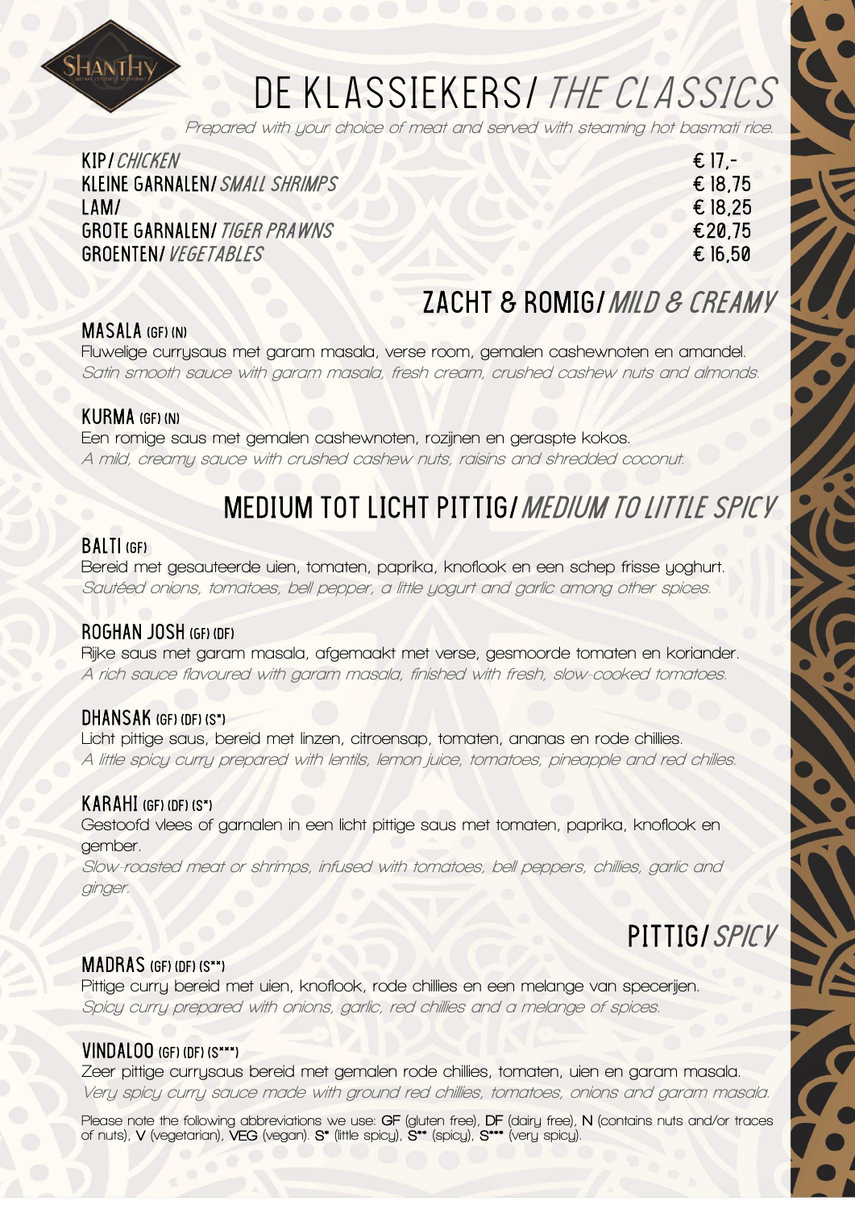# DE KLASSIEKERS/ *THE CLASSICS*

*Prepared with your choice of meat and served with steaming hot basmati rice.*

| | |
|---|---|
| KIP/ *CHICKEN* | € 17,- |
| KLEINE GARNALEN/ *SMALL SHRIMPS* | € 18,75 |
| LAM/ | € 18,25 |
| GROTE GARNALEN/ *TIGER PRAWNS* | €20,75 |
| GROENTEN/ *VEGETABLES* | € 16,50 |

## ZACHT & ROMIG/ *MILD & CREAMY*

### MASALA (GF) (N)

Fluwelige currysaus met garam masala, verse room, gemalen cashewnoten en amandel.
*Satin smooth sauce with garam masala, fresh cream, crushed cashew nuts and almonds.*

### KURMA (GF) (N)

Een romige saus met gemalen cashewnoten, rozijnen en geraspte kokos.
*A mild, creamy sauce with crushed cashew nuts, raisins and shredded coconut.*

## MEDIUM TOT LICHT PITTIG/ *MEDIUM TO LITTLE SPICY*

### BALTI (GF)

Bereid met gesauteerde uien, tomaten, paprika, knoflook en een schep frisse yoghurt.
*Sautéed onions, tomatoes, bell pepper, a little yogurt and garlic among other spices.*

### ROGHAN JOSH (GF) (DF)

Rijke saus met garam masala, afgemaakt met verse, gesmoorde tomaten en koriander.
*A rich sauce flavoured with garam masala, finished with fresh, slow-cooked tomatoes.*

### DHANSAK (GF) (DF) (S*)

Licht pittige saus, bereid met linzen, citroensap, tomaten, ananas en rode chillies.
*A little spicy curry prepared with lentils, lemon juice, tomatoes, pineapple and red chilies.*

### KARAHI (GF) (DF) (S*)

Gestoofd vlees of garnalen in een licht pittige saus met tomaten, paprika, knoflook en gember.
*Slow-roasted meat or shrimps, infused with tomatoes, bell peppers, chillies, garlic and ginger.*

## PITTIG/ *SPICY*

### MADRAS (GF) (DF) (S**)

Pittige curry bereid met uien, knoflook, rode chillies en een melange van specerijen.
*Spicy curry prepared with onions, garlic, red chillies and a melange of spices.*

### VINDALOO (GF) (DF) (S***)

Zeer pittige currysaus bereid met gemalen rode chillies, tomaten, uien en garam masala.
*Very spicy curry sauce made with ground red chillies, tomatoes, onions and garam masala.*

Please note the following abbreviations we use: **GF** (gluten free), **DF** (dairy free), **N** (contains nuts and/or traces of nuts), **V** (vegetarian), **VEG** (vegan). **S*** (little spicy), **S**** (spicy), **S***** (very spicy).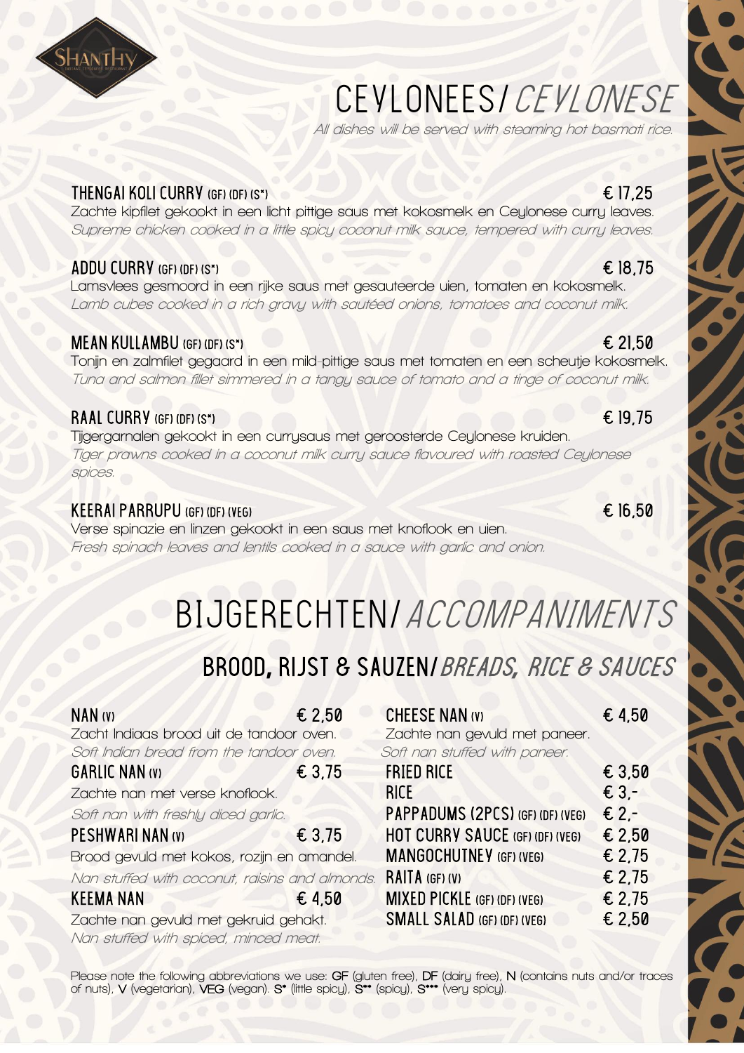# CEYLONEES/ *CEYLONESE*

*All dishes will be served with steaming hot basmati rice.*

**THENGAI KOLI CURRY** (GF) (DF) (S*) — € 17,25

Zachte kipfilet gekookt in een licht pittige saus met kokosmelk en Ceylonese curry leaves.
*Supreme chicken cooked in a little spicy coconut milk sauce, tempered with curry leaves.*

**ADDU CURRY** (GF) (DF) (S*) — € 18,75

Lamsvlees gesmoord in een rijke saus met gesauteerde uien, tomaten en kokosmelk.
*Lamb cubes cooked in a rich gravy with sautéed onions, tomatoes and coconut milk.*

**MEAN KULLAMBU** (GF) (DF) (S*) — € 21,50

Tonijn en zalmfilet gegaard in een mild-pittige saus met tomaten en een scheutje kokosmelk.
*Tuna and salmon fillet simmered in a tangy sauce of tomato and a tinge of coconut milk.*

**RAAL CURRY** (GF) (DF) (S*) — € 19,75

Tijgergarnalen gekookt in een currysaus met geroosterde Ceylonese kruiden.
*Tiger prawns cooked in a coconut milk curry sauce flavoured with roasted Ceylonese spices.*

**KEERAI PARRUPU** (GF) (DF) (VEG) — € 16,50

Verse spinazie en linzen gekookt in een saus met knoflook en uien.
*Fresh spinach leaves and lentils cooked in a sauce with garlic and onion.*

# BIJGERECHTEN/ *ACCOMPANIMENTS*

## BROOD, RIJST & SAUZEN/ *BREADS, RICE & SAUCES*

**NAN** (V) — € 2,50

Zacht Indiaas brood uit de tandoor oven.
*Soft Indian bread from the tandoor oven.*

**GARLIC NAN** (V) — € 3,75

Zachte nan met verse knoflook.
*Soft nan with freshly diced garlic.*

**PESHWARI NAN** (V) — € 3,75

Brood gevuld met kokos, rozijn en amandel.
*Nan stuffed with coconut, raisins and almonds.*

**KEEMA NAN** — € 4,50

Zachte nan gevuld met gekruid gehakt.
*Nan stuffed with spiced, minced meat.*

**CHEESE NAN** (V) — € 4,50

Zachte nan gevuld met paneer.
*Soft nan stuffed with paneer.*

**FRIED RICE** — € 3,50

**RICE** — € 3,-

**PAPPADUMS (2PCS)** (GF) (DF) (VEG) — € 2,-

**HOT CURRY SAUCE** (GF) (DF) (VEG) — € 2,50

**MANGOCHUTNEY** (GF) (VEG) — € 2,75

**RAITA** (GF) (V) — € 2,75

**MIXED PICKLE** (GF) (DF) (VEG) — € 2,75

**SMALL SALAD** (GF) (DF) (VEG) — € 2,50

Please note the following abbreviations we use: **GF** (gluten free), **DF** (dairy free), **N** (contains nuts and/or traces of nuts), **V** (vegetarian), **VEG** (vegan). **S*** (little spicy), **S**** (spicy), **S***** (very spicy).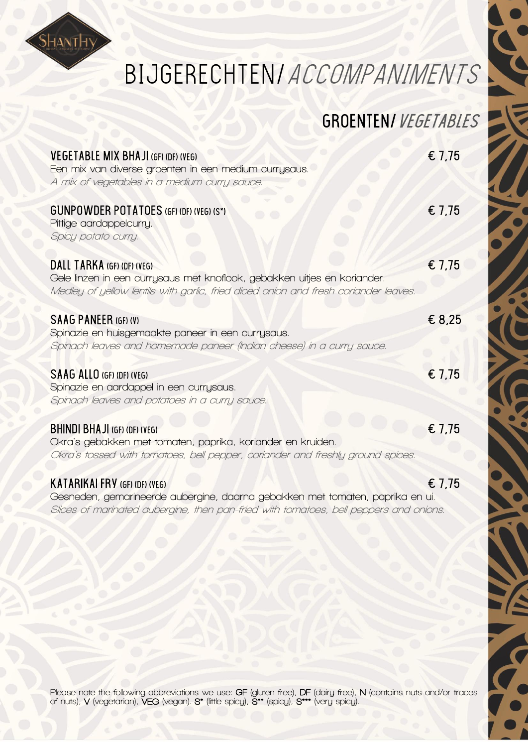# BIJGERECHTEN/ *ACCOMPANIMENTS*

## GROENTEN/ *VEGETABLES*

**VEGETABLE MIX BHAJI (GF) (DF) (VEG)** € 7,75
Een mix van diverse groenten in een medium currysaus.
*A mix of vegetables in a medium curry sauce.*

**GUNPOWDER POTATOES (GF) (DF) (VEG) (S*)** € 7,75
Pittige aardappelcurry.
*Spicy potato curry.*

**DALL TARKA (GF) (DF) (VEG)** € 7,75
Gele linzen in een currysaus met knoflook, gebakken uitjes en koriander.
*Medley of yellow lentils with garlic, fried diced onion and fresh coriander leaves.*

**SAAG PANEER (GF) (V)** € 8,25
Spinazie en huisgemaakte paneer in een currysaus.
*Spinach leaves and homemade paneer (Indian cheese) in a curry sauce.*

**SAAG ALLO (GF) (DF) (VEG)** € 7,75
Spinazie en aardappel in een currysaus.
*Spinach leaves and potatoes in a curry sauce.*

**BHINDI BHAJI (GF) (DF) (VEG)** € 7,75
Okra's gebakken met tomaten, paprika, koriander en kruiden.
*Okra's tossed with tomatoes, bell pepper, coriander and freshly ground spices.*

**KATARIKAI FRY (GF) (DF) (VEG)** € 7,75
Gesneden, gemarineerde aubergine, daarna gebakken met tomaten, paprika en ui.
*Slices of marinated aubergine, then pan-fried with tomatoes, bell peppers and onions.*

Please note the following abbreviations we use: **GF** (gluten free), **DF** (dairy free), **N** (contains nuts and/or traces of nuts), **V** (vegetarian), **VEG** (vegan). **S*** (little spicy), **S**** (spicy), **S***** (very spicy).